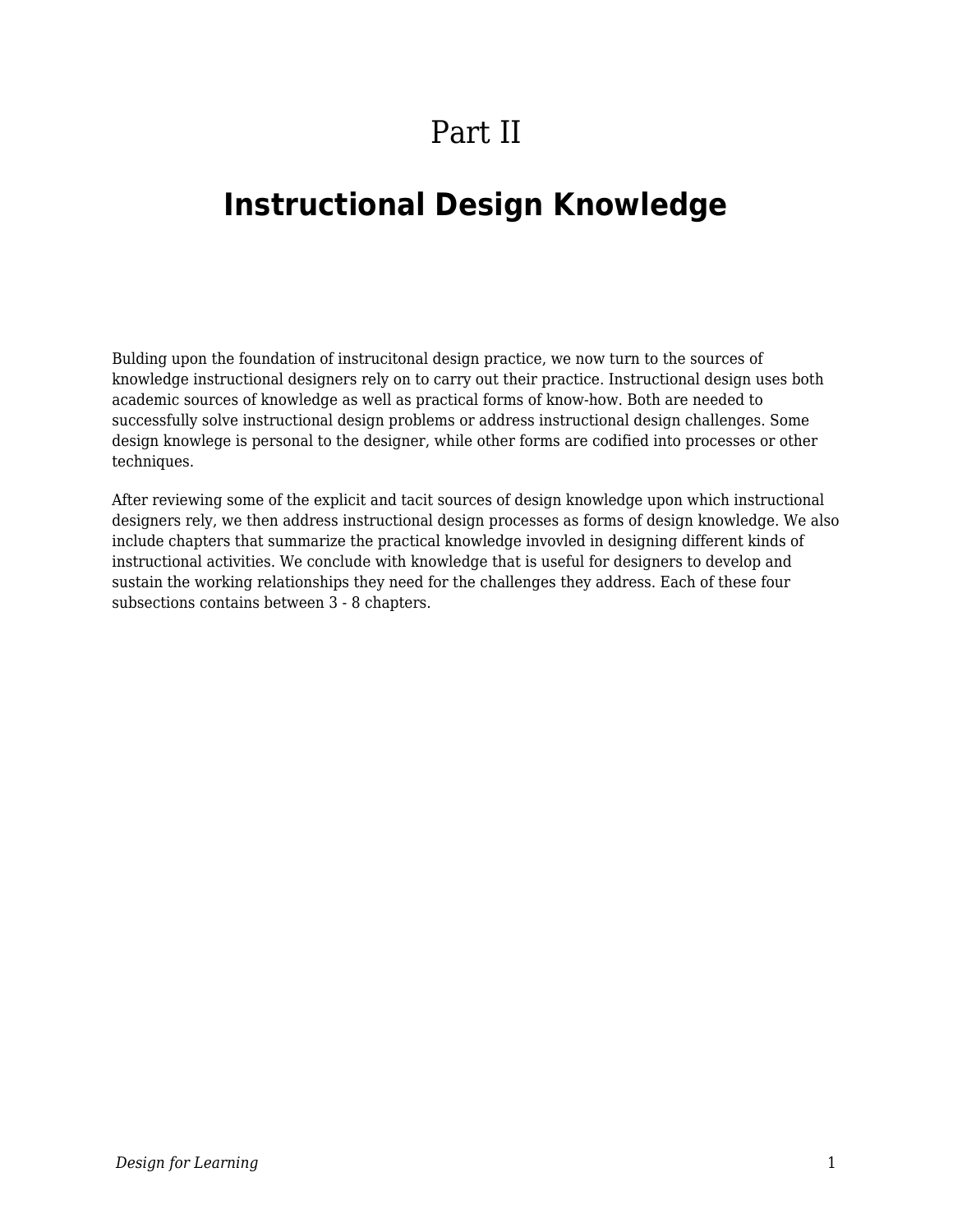# Part II

## Instructional Design Knowledge

Bulding upon the foundation of instrucitonal design practice, we now turn to the sources of knowledge instructional designers rely on to carry out their practice. Instructional design uses both academic sources of knowledge as well as practical forms of know-how. Both are needed to successfully solve instructional design problems or address instructional design challenges. Some design knowlege is personal to the designer, while other forms are codified into processes or other techniques.

After reviewing some of the explicit and tacit sources of design knowledge upon which instructional designers rely, we then address instructional design processes as forms of design knowledge. We also include chapters that summarize the practical knowledge invovled in designing different kinds of instructional activities. We conclude with knowledge that is useful for designers to develop and sustain the working relationships they need for the challenges they address. Each of these four subsections contains between 3 - 8 chapters.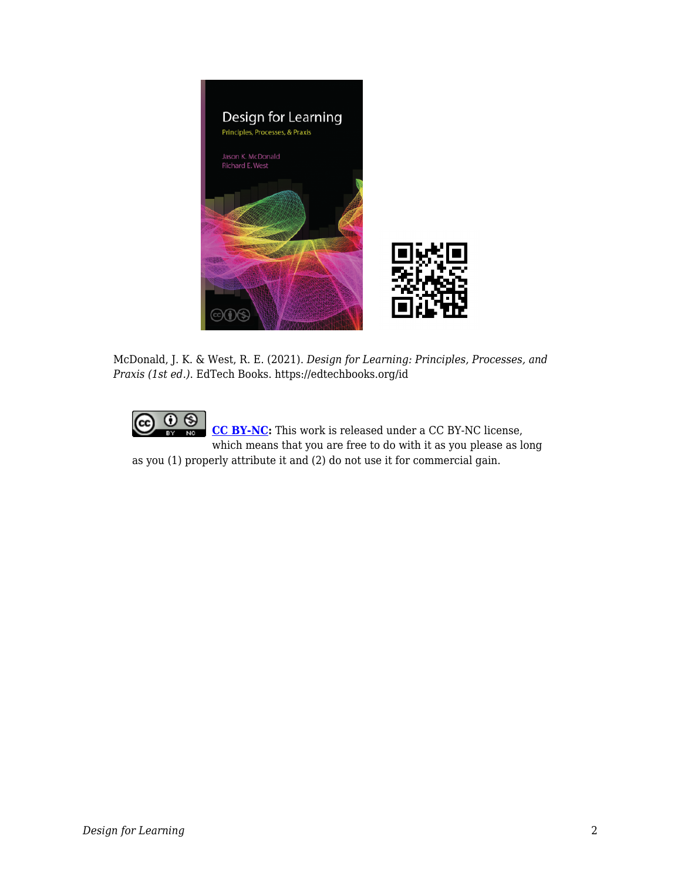McDonald, J. K. & West, R. E. (2021). *Design for Learning: Principles, Processes, and Praxis (1st ed.)*. EdTech Books. https://edtechbooks.org/id

**CC BY-NC:** This work is released under a CC BY-NC license, which means that you are free to do with it as you please as long as you (1) properly attribute it and (2) do not use it for commercial gain.